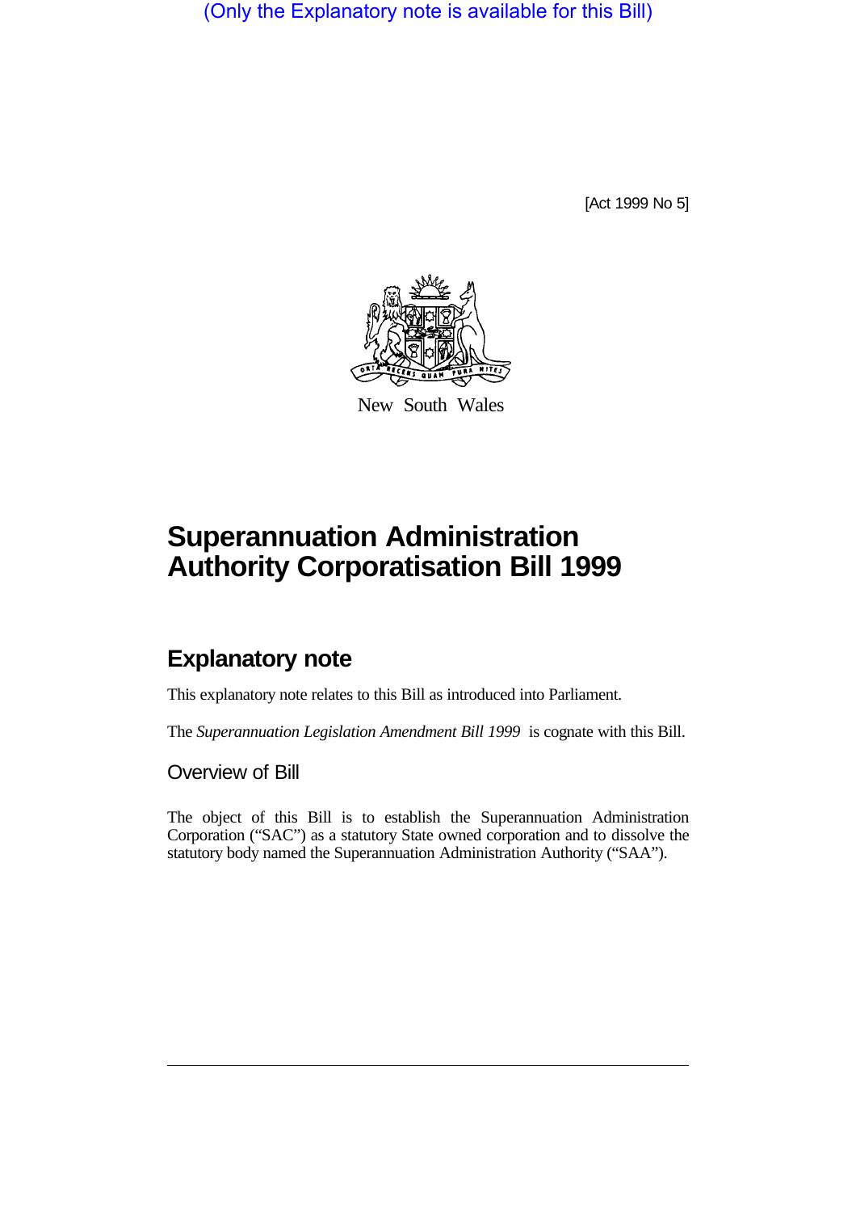(Only the Explanatory note is available for this Bill)

[Act 1999 No 5]

New South Wales

# Superannuation Administration Authority Corporatisation Bill 1999

## Explanatory note

This explanatory note relates to this Bill as introduced into Parliament.

The *Superannuation Legislation Amendment Bill 1999* is cognate with this Bill.

### Overview of Bill

The object of this Bill is to establish the Superannuation Administration Corporation ("SAC") as a statutory State owned corporation and to dissolve the statutory body named the Superannuation Administration Authority ("SAA").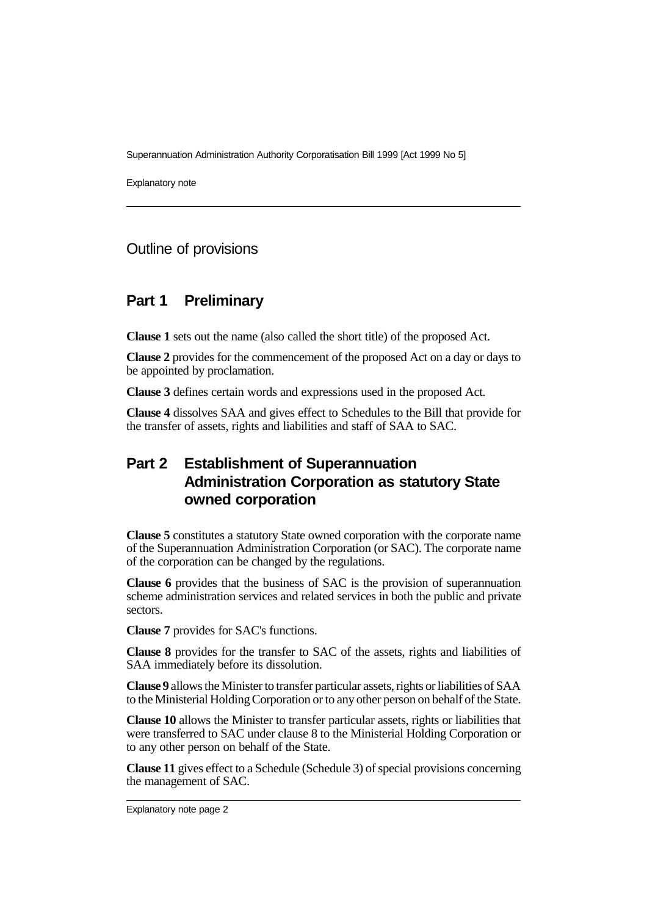## Outline of provisions

## Part 1 Preliminary

**Clause 1** sets out the name (also called the short title) of the proposed Act.

**Clause 2** provides for the commencement of the proposed Act on a day or days to be appointed by proclamation.

**Clause 3** defines certain words and expressions used in the proposed Act.

**Clause 4** dissolves SAA and gives effect to Schedules to the Bill that provide for the transfer of assets, rights and liabilities and staff of SAA to SAC.

## Part 2 Establishment of Superannuation Administration Corporation as statutory State owned corporation

**Clause 5** constitutes a statutory State owned corporation with the corporate name of the Superannuation Administration Corporation (or SAC). The corporate name of the corporation can be changed by the regulations.

**Clause 6** provides that the business of SAC is the provision of superannuation scheme administration services and related services in both the public and private sectors.

**Clause 7** provides for SAC's functions.

**Clause 8** provides for the transfer to SAC of the assets, rights and liabilities of SAA immediately before its dissolution.

**Clause 9** allows the Minister to transfer particular assets, rights or liabilities of SAA to the Ministerial Holding Corporation or to any other person on behalf of the State.

**Clause 10** allows the Minister to transfer particular assets, rights or liabilities that were transferred to SAC under clause 8 to the Ministerial Holding Corporation or to any other person on behalf of the State.

**Clause 11** gives effect to a Schedule (Schedule 3) of special provisions concerning the management of SAC.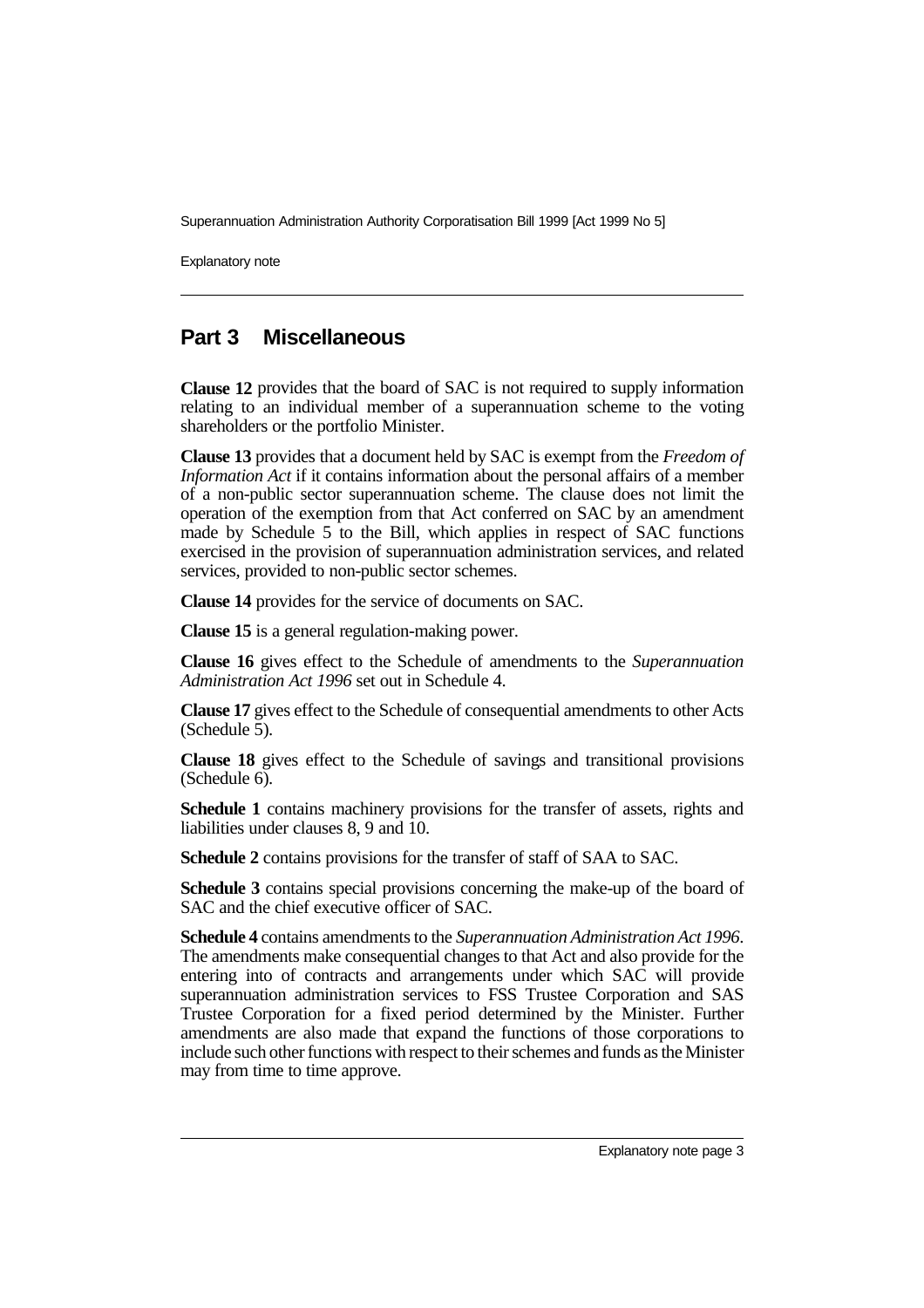## Part 3 Miscellaneous

**Clause 12** provides that the board of SAC is not required to supply information relating to an individual member of a superannuation scheme to the voting shareholders or the portfolio Minister.

**Clause 13** provides that a document held by SAC is exempt from the *Freedom of Information Act* if it contains information about the personal affairs of a member of a non-public sector superannuation scheme. The clause does not limit the operation of the exemption from that Act conferred on SAC by an amendment made by Schedule 5 to the Bill, which applies in respect of SAC functions exercised in the provision of superannuation administration services, and related services, provided to non-public sector schemes.

**Clause 14** provides for the service of documents on SAC.

**Clause 15** is a general regulation-making power.

**Clause 16** gives effect to the Schedule of amendments to the *Superannuation Administration Act 1996* set out in Schedule 4.

**Clause 17** gives effect to the Schedule of consequential amendments to other Acts (Schedule 5).

**Clause 18** gives effect to the Schedule of savings and transitional provisions (Schedule 6).

**Schedule 1** contains machinery provisions for the transfer of assets, rights and liabilities under clauses 8, 9 and 10.

**Schedule 2** contains provisions for the transfer of staff of SAA to SAC.

**Schedule 3** contains special provisions concerning the make-up of the board of SAC and the chief executive officer of SAC.

**Schedule 4** contains amendments to the *Superannuation Administration Act 1996*. The amendments make consequential changes to that Act and also provide for the entering into of contracts and arrangements under which SAC will provide superannuation administration services to FSS Trustee Corporation and SAS Trustee Corporation for a fixed period determined by the Minister. Further amendments are also made that expand the functions of those corporations to include such other functions with respect to their schemes and funds as the Minister may from time to time approve.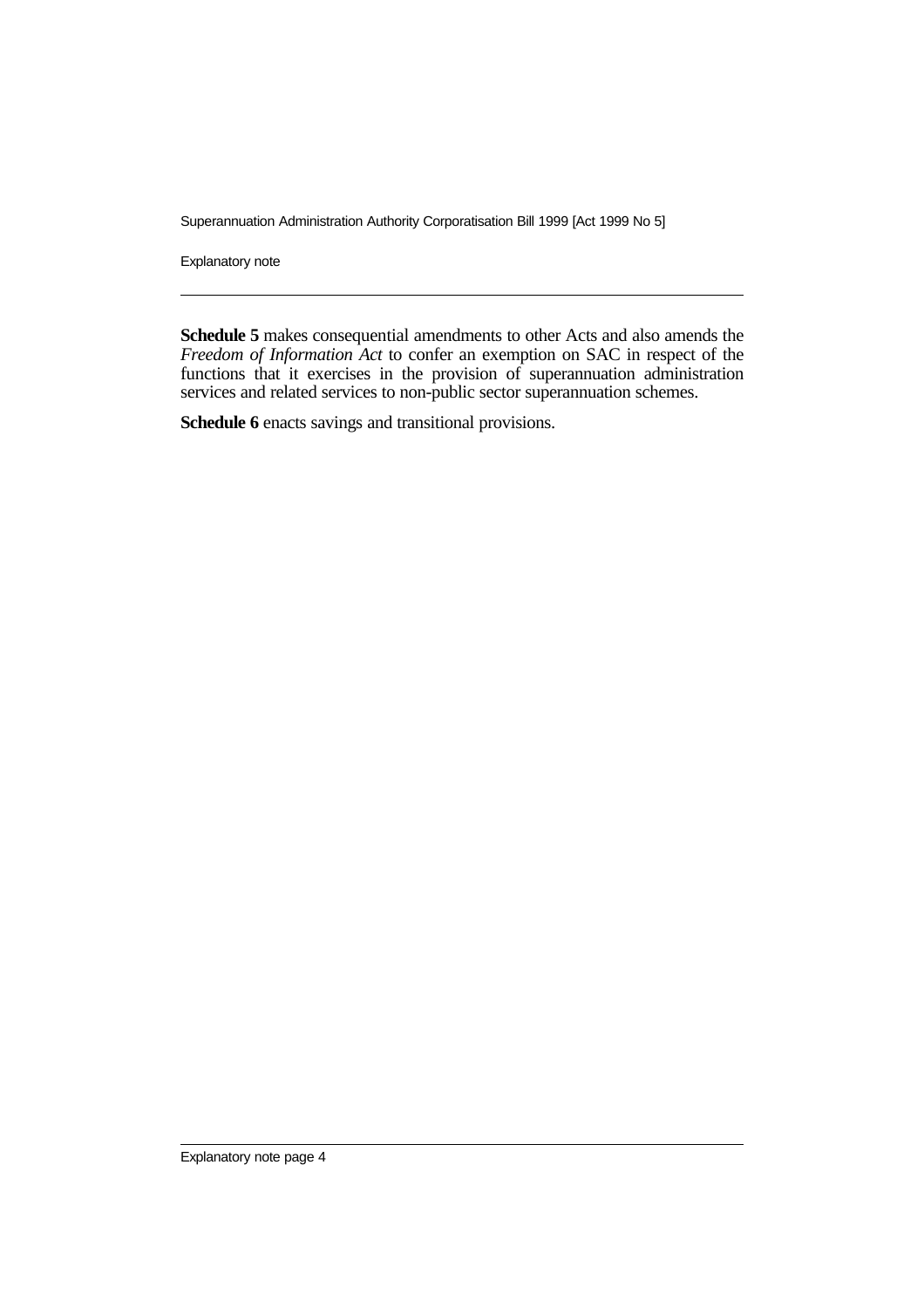**Schedule 5** makes consequential amendments to other Acts and also amends the *Freedom of Information Act* to confer an exemption on SAC in respect of the functions that it exercises in the provision of superannuation administration services and related services to non-public sector superannuation schemes.

**Schedule 6** enacts savings and transitional provisions.